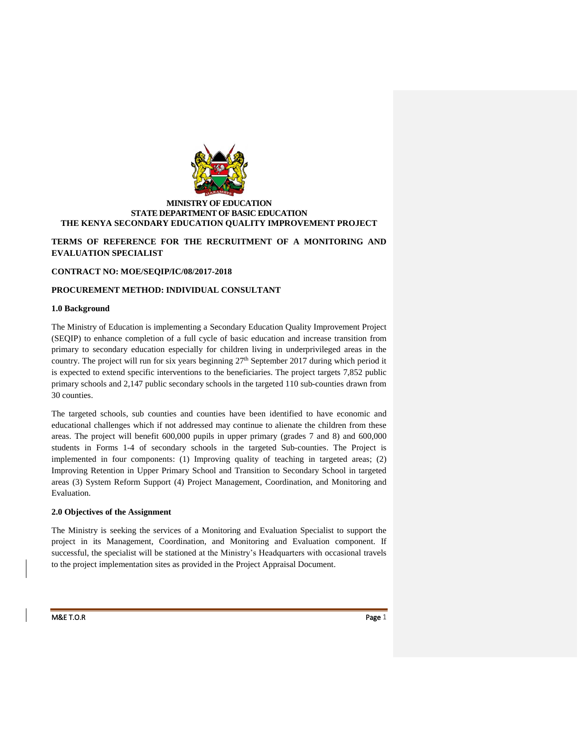**MINISTRY OF EDUCATION**
**STATE DEPARTMENT OF BASIC EDUCATION**
**THE KENYA SECONDARY EDUCATION QUALITY IMPROVEMENT PROJECT**

**TERMS OF REFERENCE FOR THE RECRUITMENT OF A MONITORING AND EVALUATION SPECIALIST**

**CONTRACT NO: MOE/SEQIP/IC/08/2017-2018**

**PROCUREMENT METHOD: INDIVIDUAL CONSULTANT**

## 1.0 Background

The Ministry of Education is implementing a Secondary Education Quality Improvement Project (SEQIP) to enhance completion of a full cycle of basic education and increase transition from primary to secondary education especially for children living in underprivileged areas in the country. The project will run for six years beginning 27th September 2017 during which period it is expected to extend specific interventions to the beneficiaries. The project targets 7,852 public primary schools and 2,147 public secondary schools in the targeted 110 sub-counties drawn from 30 counties.

The targeted schools, sub counties and counties have been identified to have economic and educational challenges which if not addressed may continue to alienate the children from these areas. The project will benefit 600,000 pupils in upper primary (grades 7 and 8) and 600,000 students in Forms 1-4 of secondary schools in the targeted Sub-counties. The Project is implemented in four components: (1) Improving quality of teaching in targeted areas; (2) Improving Retention in Upper Primary School and Transition to Secondary School in targeted areas (3) System Reform Support (4) Project Management, Coordination, and Monitoring and Evaluation.

## 2.0 Objectives of the Assignment

The Ministry is seeking the services of a Monitoring and Evaluation Specialist to support the project in its Management, Coordination, and Monitoring and Evaluation component. If successful, the specialist will be stationed at the Ministry's Headquarters with occasional travels to the project implementation sites as provided in the Project Appraisal Document.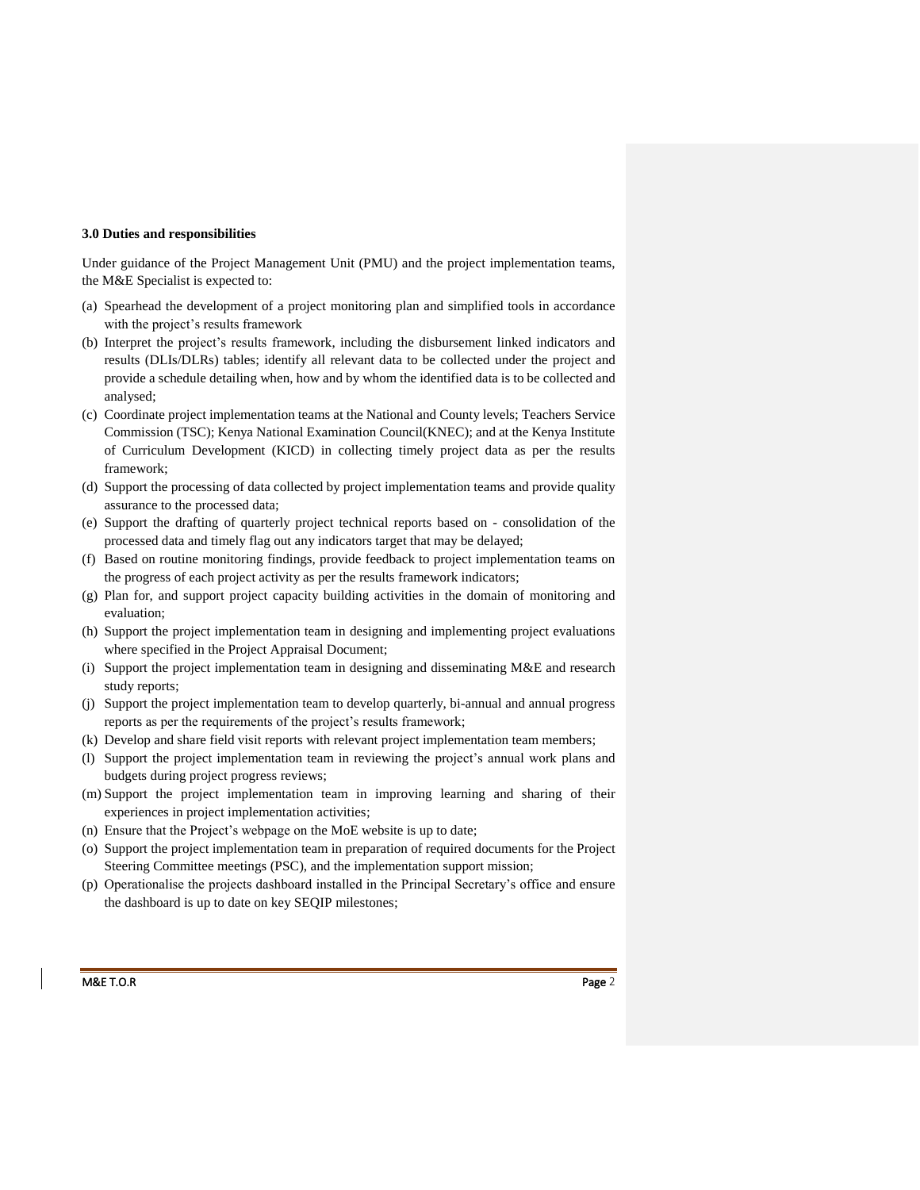### 3.0 Duties and responsibilities

Under guidance of the Project Management Unit (PMU) and the project implementation teams, the M&E Specialist is expected to:

(a) Spearhead the development of a project monitoring plan and simplified tools in accordance with the project's results framework

(b) Interpret the project's results framework, including the disbursement linked indicators and results (DLIs/DLRs) tables; identify all relevant data to be collected under the project and provide a schedule detailing when, how and by whom the identified data is to be collected and analysed;

(c) Coordinate project implementation teams at the National and County levels; Teachers Service Commission (TSC); Kenya National Examination Council(KNEC); and at the Kenya Institute of Curriculum Development (KICD) in collecting timely project data as per the results framework;

(d) Support the processing of data collected by project implementation teams and provide quality assurance to the processed data;

(e) Support the drafting of quarterly project technical reports based on - consolidation of the processed data and timely flag out any indicators target that may be delayed;

(f) Based on routine monitoring findings, provide feedback to project implementation teams on the progress of each project activity as per the results framework indicators;

(g) Plan for, and support project capacity building activities in the domain of monitoring and evaluation;

(h) Support the project implementation team in designing and implementing project evaluations where specified in the Project Appraisal Document;

(i) Support the project implementation team in designing and disseminating M&E and research study reports;

(j) Support the project implementation team to develop quarterly, bi-annual and annual progress reports as per the requirements of the project's results framework;

(k) Develop and share field visit reports with relevant project implementation team members;

(l) Support the project implementation team in reviewing the project's annual work plans and budgets during project progress reviews;

(m) Support the project implementation team in improving learning and sharing of their experiences in project implementation activities;

(n) Ensure that the Project's webpage on the MoE website is up to date;

(o) Support the project implementation team in preparation of required documents for the Project Steering Committee meetings (PSC), and the implementation support mission;

(p) Operationalise the projects dashboard installed in the Principal Secretary's office and ensure the dashboard is up to date on key SEQIP milestones;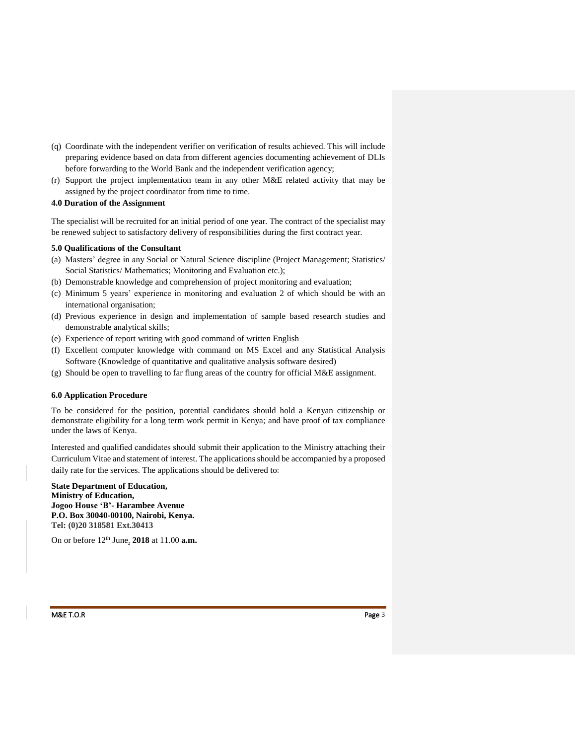(q) Coordinate with the independent verifier on verification of results achieved. This will include preparing evidence based on data from different agencies documenting achievement of DLIs before forwarding to the World Bank and the independent verification agency;

(r) Support the project implementation team in any other M&E related activity that may be assigned by the project coordinator from time to time.

**4.0 Duration of the Assignment**

The specialist will be recruited for an initial period of one year. The contract of the specialist may be renewed subject to satisfactory delivery of responsibilities during the first contract year.

**5.0 Qualifications of the Consultant**

(a) Masters' degree in any Social or Natural Science discipline (Project Management; Statistics/ Social Statistics/ Mathematics; Monitoring and Evaluation etc.);

(b) Demonstrable knowledge and comprehension of project monitoring and evaluation;

(c) Minimum 5 years' experience in monitoring and evaluation 2 of which should be with an international organisation;

(d) Previous experience in design and implementation of sample based research studies and demonstrable analytical skills;

(e) Experience of report writing with good command of written English

(f) Excellent computer knowledge with command on MS Excel and any Statistical Analysis Software (Knowledge of quantitative and qualitative analysis software desired)

(g) Should be open to travelling to far flung areas of the country for official M&E assignment.

**6.0 Application Procedure**

To be considered for the position, potential candidates should hold a Kenyan citizenship or demonstrate eligibility for a long term work permit in Kenya; and have proof of tax compliance under the laws of Kenya.

Interested and qualified candidates should submit their application to the Ministry attaching their Curriculum Vitae and statement of interest. The applications should be accompanied by a proposed daily rate for the services. The applications should be delivered to:

**State Department of Education,**
**Ministry of Education,**
**Jogoo House 'B'- Harambee Avenue**
**P.O. Box 30040-00100, Nairobi, Kenya.**
**Tel: (0)20 318581 Ext.30413**

On or before 12th June, **2018** at 11.00 **a.m.**